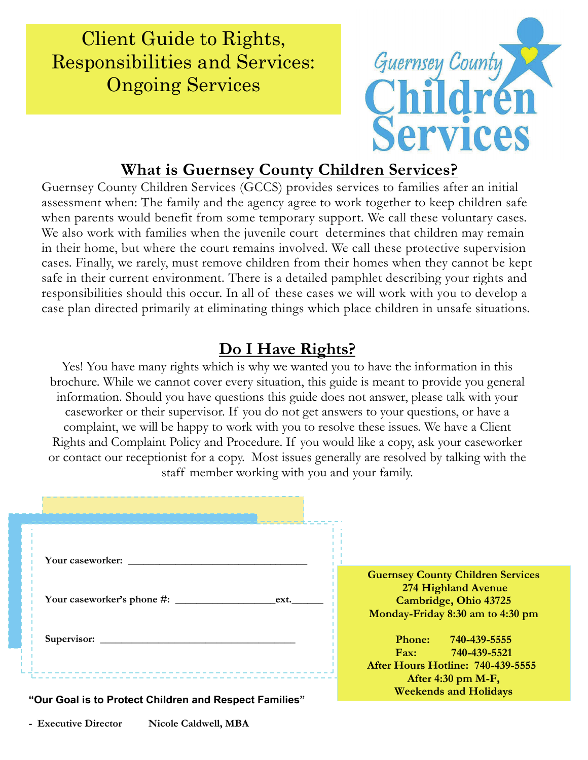# Client Guide to Rights, Responsibilities and Services: Ongoing Services

Guernsey County Children Services

## What is Guernsey County Children Services?

Guernsey County Children Services (GCCS) provides services to families after an initial assessment when: The family and the agency agree to work together to keep children safe when parents would benefit from some temporary support. We call these voluntary cases. We also work with families when the juvenile court determines that children may remain in their home, but where the court remains involved. We call these protective supervision cases. Finally, we rarely, must remove children from their homes when they cannot be kept safe in their current environment. There is a detailed pamphlet describing your rights and responsibilities should this occur. In all of these cases we will work with you to develop a case plan directed primarily at eliminating things which place children in unsafe situations.

## Do I Have Rights?

Yes! You have many rights which is why we wanted you to have the information in this brochure. While we cannot cover every situation, this guide is meant to provide you general information. Should you have questions this guide does not answer, please talk with your caseworker or their supervisor. If you do not get answers to your questions, or have a complaint, we will be happy to work with you to resolve these issues. We have a Client Rights and Complaint Policy and Procedure. If you would like a copy, ask your caseworker or contact our receptionist for a copy. Most issues generally are resolved by talking with the staff member working with you and your family.

**Your caseworker:** ________________________________

**Your caseworker's phone #:** _________________**ext.**______

**Supervisor:** __________________________________

**Guernsey County Children Services**
**274 Highland Avenue**
**Cambridge, Ohio 43725**
**Monday-Friday 8:30 am to 4:30 pm**

**Phone: 740-439-5555**
**Fax: 740-439-5521**
**After Hours Hotline: 740-439-5555**
**After 4:30 pm M-F, Weekends and Holidays**

**"Our Goal is to Protect Children and Respect Families"**

**- Executive Director Nicole Caldwell, MBA**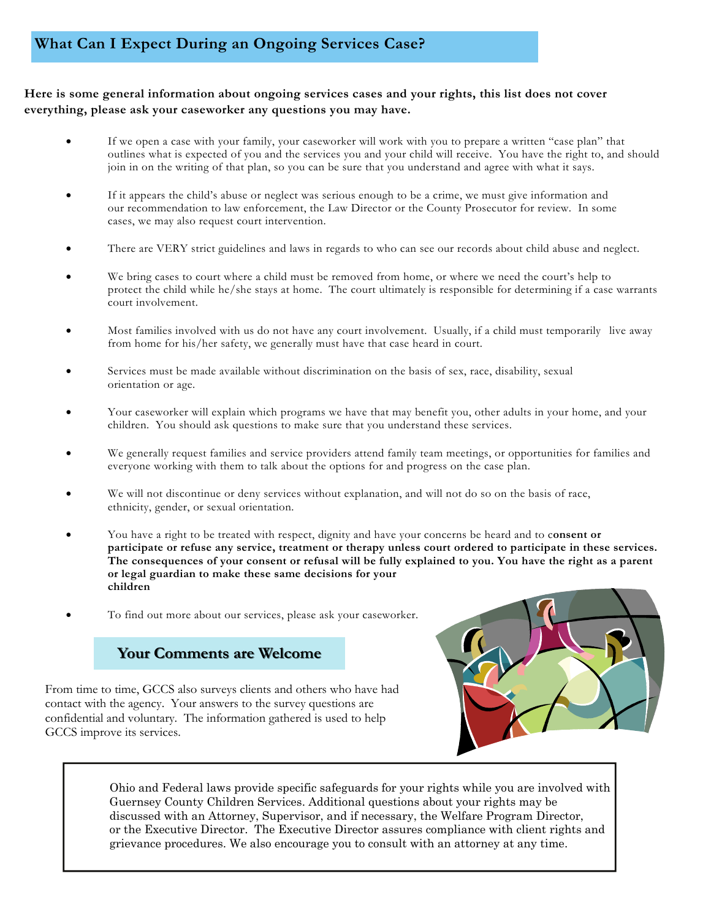## What Can I Expect During an Ongoing Services Case?

**Here is some general information about ongoing services cases and your rights, this list does not cover everything, please ask your caseworker any questions you may have.**

- If we open a case with your family, your caseworker will work with you to prepare a written "case plan" that outlines what is expected of you and the services you and your child will receive. You have the right to, and should join in on the writing of that plan, so you can be sure that you understand and agree with what it says.
- If it appears the child's abuse or neglect was serious enough to be a crime, we must give information and our recommendation to law enforcement, the Law Director or the County Prosecutor for review. In some cases, we may also request court intervention.
- There are VERY strict guidelines and laws in regards to who can see our records about child abuse and neglect.
- We bring cases to court where a child must be removed from home, or where we need the court's help to protect the child while he/she stays at home. The court ultimately is responsible for determining if a case warrants court involvement.
- Most families involved with us do not have any court involvement. Usually, if a child must temporarily live away from home for his/her safety, we generally must have that case heard in court.
- Services must be made available without discrimination on the basis of sex, race, disability, sexual orientation or age.
- Your caseworker will explain which programs we have that may benefit you, other adults in your home, and your children. You should ask questions to make sure that you understand these services.
- We generally request families and service providers attend family team meetings, or opportunities for families and everyone working with them to talk about the options for and progress on the case plan.
- We will not discontinue or deny services without explanation, and will not do so on the basis of race, ethnicity, gender, or sexual orientation.
- You have a right to be treated with respect, dignity and have your concerns be heard and to **consent or participate or refuse any service, treatment or therapy unless court ordered to participate in these services. The consequences of your consent or refusal will be fully explained to you. You have the right as a parent or legal guardian to make these same decisions for your children**
- To find out more about our services, please ask your caseworker.

### Your Comments are Welcome

From time to time, GCCS also surveys clients and others who have had contact with the agency. Your answers to the survey questions are confidential and voluntary. The information gathered is used to help GCCS improve its services.

Ohio and Federal laws provide specific safeguards for your rights while you are involved with Guernsey County Children Services. Additional questions about your rights may be discussed with an Attorney, Supervisor, and if necessary, the Welfare Program Director, or the Executive Director. The Executive Director assures compliance with client rights and grievance procedures. We also encourage you to consult with an attorney at any time.